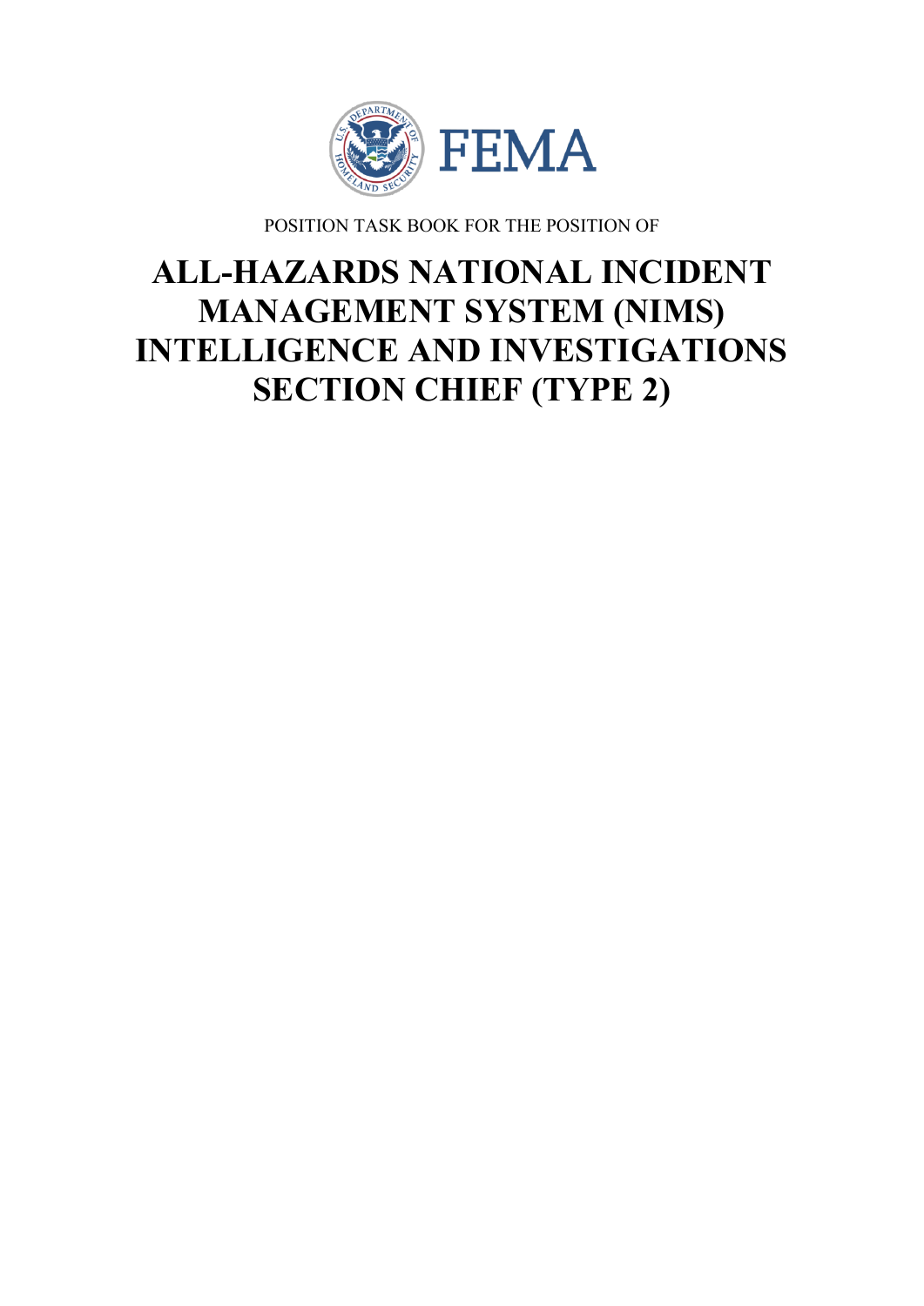FEMA

POSITION TASK BOOK FOR THE POSITION OF

# ALL-HAZARDS NATIONAL INCIDENT MANAGEMENT SYSTEM (NIMS) INTELLIGENCE AND INVESTIGATIONS SECTION CHIEF (TYPE 2)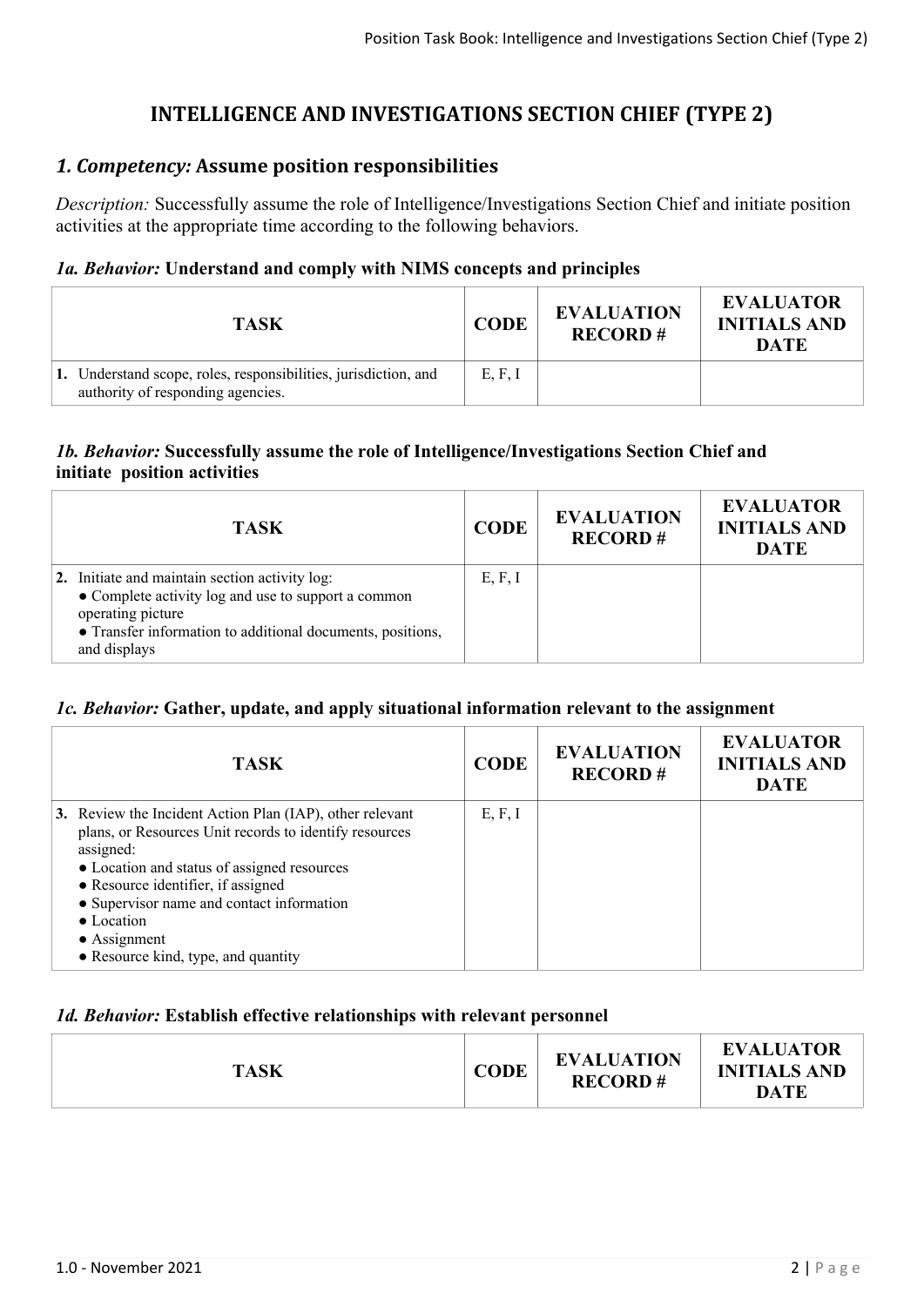# INTELLIGENCE AND INVESTIGATIONS SECTION CHIEF (TYPE 2)

## *1. Competency:* Assume position responsibilities

*Description:* Successfully assume the role of Intelligence/Investigations Section Chief and initiate position activities at the appropriate time according to the following behaviors.

### *1a. Behavior:* Understand and comply with NIMS concepts and principles

| TASK | CODE | EVALUATION RECORD # | EVALUATOR INITIALS AND DATE |
|---|---|---|---|
| **1.** Understand scope, roles, responsibilities, jurisdiction, and authority of responding agencies. | E, F, I | | |

### *1b. Behavior:* Successfully assume the role of Intelligence/Investigations Section Chief and initiate position activities

| TASK | CODE | EVALUATION RECORD # | EVALUATOR INITIALS AND DATE |
|---|---|---|---|
| **2.** Initiate and maintain section activity log:<br>● Complete activity log and use to support a common operating picture<br>● Transfer information to additional documents, positions, and displays | E, F, I | | |

### *1c. Behavior:* Gather, update, and apply situational information relevant to the assignment

| TASK | CODE | EVALUATION RECORD # | EVALUATOR INITIALS AND DATE |
|---|---|---|---|
| **3.** Review the Incident Action Plan (IAP), other relevant plans, or Resources Unit records to identify resources assigned:<br>● Location and status of assigned resources<br>● Resource identifier, if assigned<br>● Supervisor name and contact information<br>● Location<br>● Assignment<br>● Resource kind, type, and quantity | E, F, I | | |

### *1d. Behavior:* Establish effective relationships with relevant personnel

| TASK | CODE | EVALUATION RECORD # | EVALUATOR INITIALS AND DATE |
|---|---|---|---|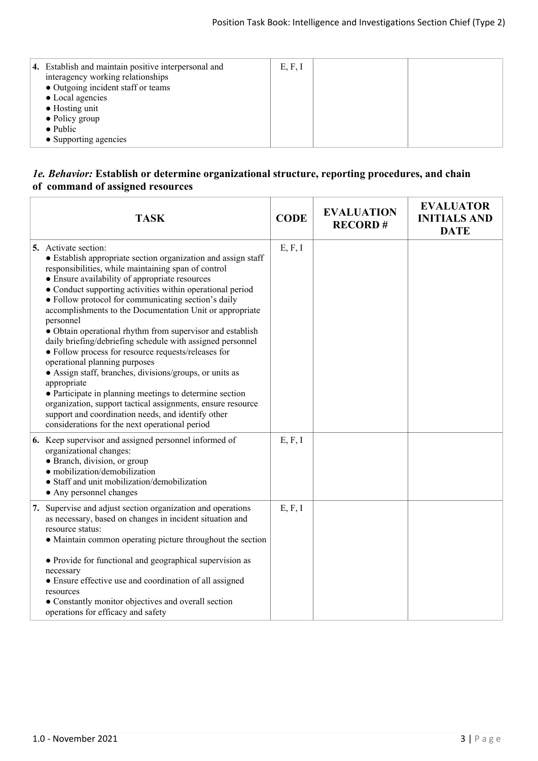| TASK | CODE | EVALUATION RECORD # | EVALUATOR INITIALS AND DATE |
|---|---|---|---|
| **4.** Establish and maintain positive interpersonal and interagency working relationships<br>● Outgoing incident staff or teams<br>● Local agencies<br>● Hosting unit<br>● Policy group<br>● Public<br>● Supporting agencies | E, F, I | | |

### *1e. Behavior:* Establish or determine organizational structure, reporting procedures, and chain of command of assigned resources

| TASK | CODE | EVALUATION RECORD # | EVALUATOR INITIALS AND DATE |
|---|---|---|---|
| **5.** Activate section:<br>● Establish appropriate section organization and assign staff responsibilities, while maintaining span of control<br>● Ensure availability of appropriate resources<br>● Conduct supporting activities within operational period<br>● Follow protocol for communicating section's daily accomplishments to the Documentation Unit or appropriate personnel<br>● Obtain operational rhythm from supervisor and establish daily briefing/debriefing schedule with assigned personnel<br>● Follow process for resource requests/releases for operational planning purposes<br>● Assign staff, branches, divisions/groups, or units as appropriate<br>● Participate in planning meetings to determine section organization, support tactical assignments, ensure resource support and coordination needs, and identify other considerations for the next operational period | E, F, I | | |
| **6.** Keep supervisor and assigned personnel informed of organizational changes:<br>● Branch, division, or group<br>● mobilization/demobilization<br>● Staff and unit mobilization/demobilization<br>● Any personnel changes | E, F, I | | |
| **7.** Supervise and adjust section organization and operations as necessary, based on changes in incident situation and resource status:<br>● Maintain common operating picture throughout the section<br>● Provide for functional and geographical supervision as necessary<br>● Ensure effective use and coordination of all assigned resources<br>● Constantly monitor objectives and overall section operations for efficacy and safety | E, F, I | | |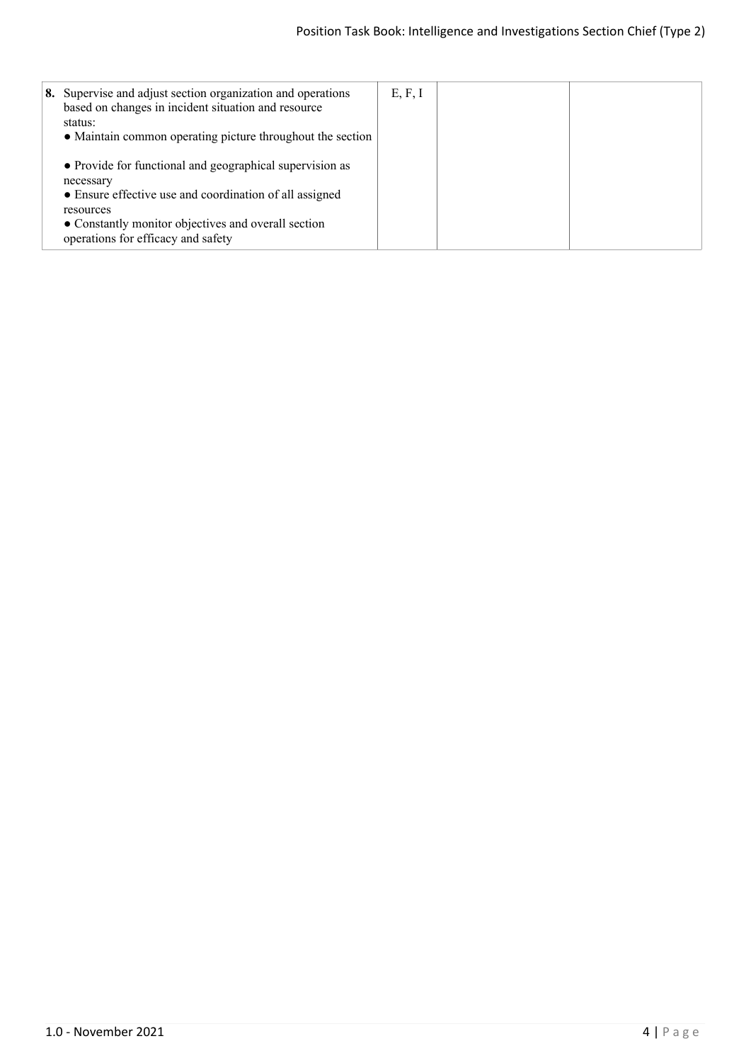| | | | |
|---|---|---|---|
| **8.** Supervise and adjust section organization and operations based on changes in incident situation and resource status:<br>• Maintain common operating picture throughout the section<br>• Provide for functional and geographical supervision as necessary<br>• Ensure effective use and coordination of all assigned resources<br>• Constantly monitor objectives and overall section operations for efficacy and safety | E, F, I | | |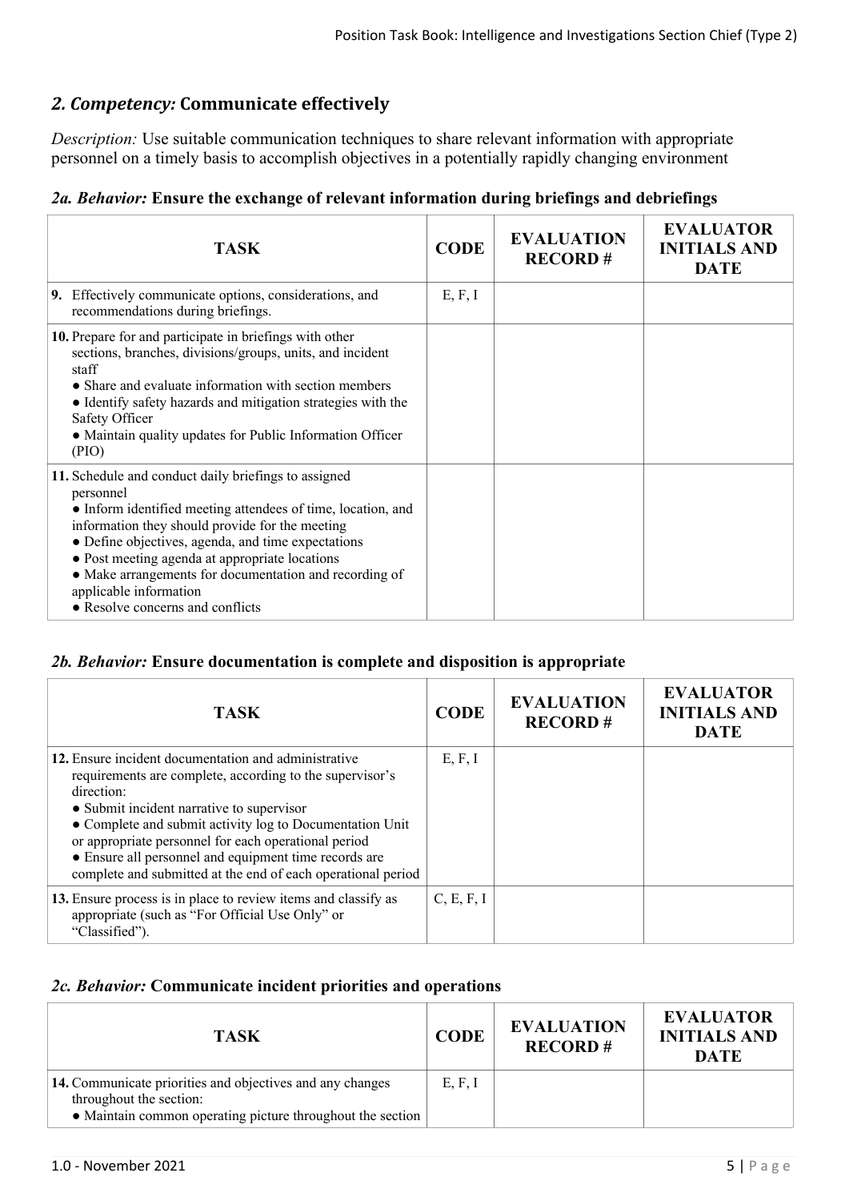## *2. Competency:* Communicate effectively

*Description:* Use suitable communication techniques to share relevant information with appropriate personnel on a timely basis to accomplish objectives in a potentially rapidly changing environment

### *2a. Behavior:* Ensure the exchange of relevant information during briefings and debriefings

| TASK | CODE | EVALUATION RECORD # | EVALUATOR INITIALS AND DATE |
|---|---|---|---|
| **9.** Effectively communicate options, considerations, and recommendations during briefings. | E, F, I | | |
| **10.** Prepare for and participate in briefings with other sections, branches, divisions/groups, units, and incident staff<br>● Share and evaluate information with section members<br>● Identify safety hazards and mitigation strategies with the Safety Officer<br>● Maintain quality updates for Public Information Officer (PIO) | | | |
| **11.** Schedule and conduct daily briefings to assigned personnel<br>● Inform identified meeting attendees of time, location, and information they should provide for the meeting<br>● Define objectives, agenda, and time expectations<br>● Post meeting agenda at appropriate locations<br>● Make arrangements for documentation and recording of applicable information<br>● Resolve concerns and conflicts | | | |

### *2b. Behavior:* Ensure documentation is complete and disposition is appropriate

| TASK | CODE | EVALUATION RECORD # | EVALUATOR INITIALS AND DATE |
|---|---|---|---|
| **12.** Ensure incident documentation and administrative requirements are complete, according to the supervisor's direction:<br>● Submit incident narrative to supervisor<br>● Complete and submit activity log to Documentation Unit or appropriate personnel for each operational period<br>● Ensure all personnel and equipment time records are complete and submitted at the end of each operational period | E, F, I | | |
| **13.** Ensure process is in place to review items and classify as appropriate (such as "For Official Use Only" or "Classified"). | C, E, F, I | | |

### *2c. Behavior:* Communicate incident priorities and operations

| TASK | CODE | EVALUATION RECORD # | EVALUATOR INITIALS AND DATE |
|---|---|---|---|
| **14.** Communicate priorities and objectives and any changes throughout the section:<br>● Maintain common operating picture throughout the section | E, F, I | | |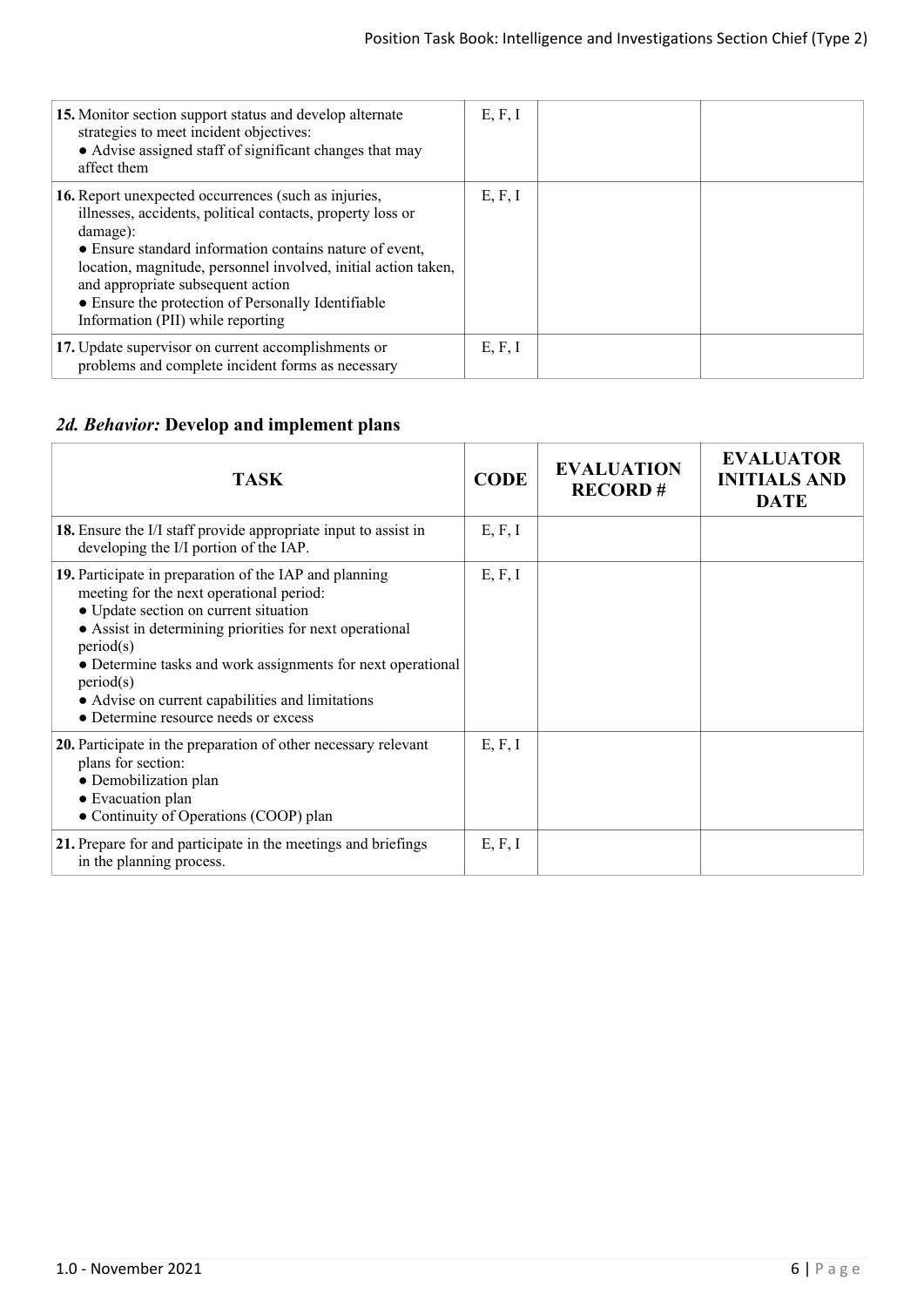| TASK | CODE | EVALUATION RECORD # | EVALUATOR INITIALS AND DATE |
|---|---|---|---|
| **15.** Monitor section support status and develop alternate strategies to meet incident objectives:<br>● Advise assigned staff of significant changes that may affect them | E, F, I | | |
| **16.** Report unexpected occurrences (such as injuries, illnesses, accidents, political contacts, property loss or damage):<br>● Ensure standard information contains nature of event, location, magnitude, personnel involved, initial action taken, and appropriate subsequent action<br>● Ensure the protection of Personally Identifiable Information (PII) while reporting | E, F, I | | |
| **17.** Update supervisor on current accomplishments or problems and complete incident forms as necessary | E, F, I | | |

## *2d. Behavior:* Develop and implement plans

| TASK | CODE | EVALUATION RECORD # | EVALUATOR INITIALS AND DATE |
|---|---|---|---|
| **18.** Ensure the I/I staff provide appropriate input to assist in developing the I/I portion of the IAP. | E, F, I | | |
| **19.** Participate in preparation of the IAP and planning meeting for the next operational period:<br>● Update section on current situation<br>● Assist in determining priorities for next operational period(s)<br>● Determine tasks and work assignments for next operational period(s)<br>● Advise on current capabilities and limitations<br>● Determine resource needs or excess | E, F, I | | |
| **20.** Participate in the preparation of other necessary relevant plans for section:<br>● Demobilization plan<br>● Evacuation plan<br>● Continuity of Operations (COOP) plan | E, F, I | | |
| **21.** Prepare for and participate in the meetings and briefings in the planning process. | E, F, I | | |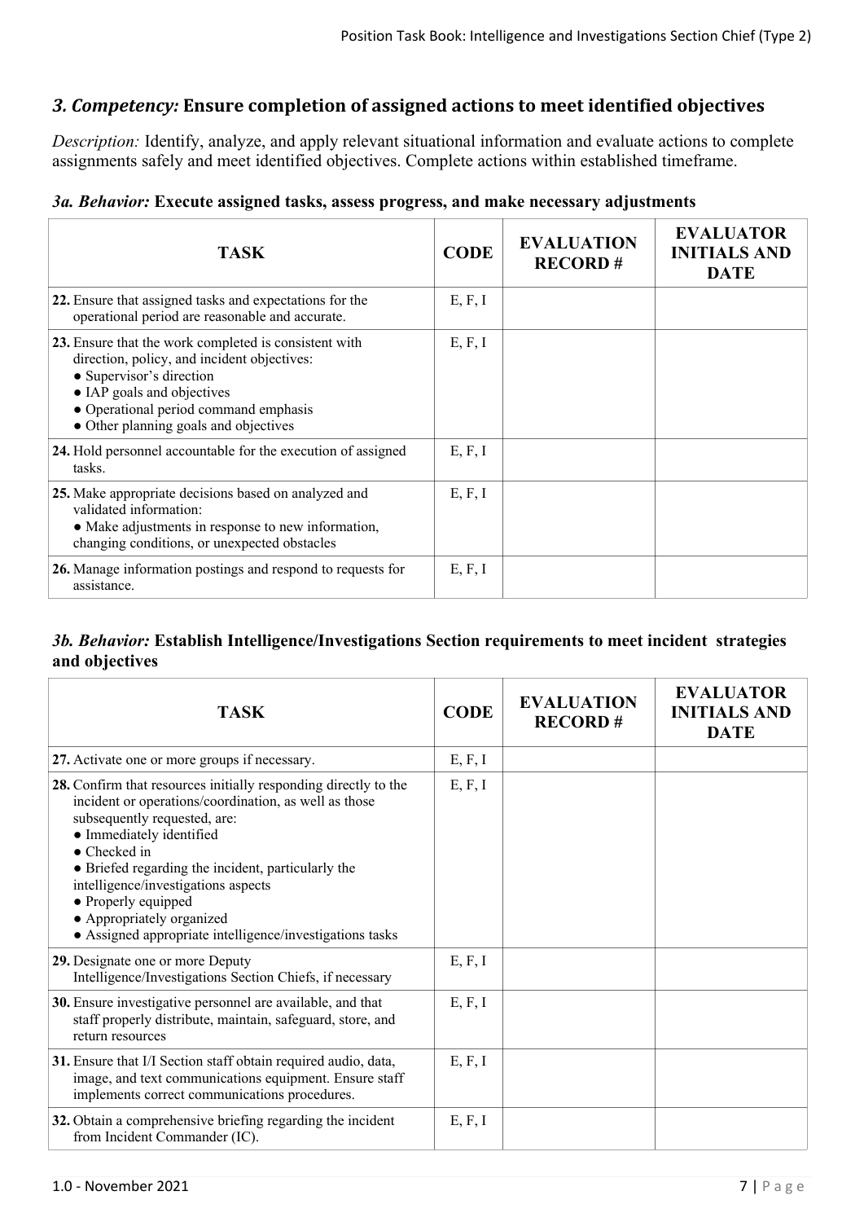## *3. Competency:* Ensure completion of assigned actions to meet identified objectives

*Description:* Identify, analyze, and apply relevant situational information and evaluate actions to complete assignments safely and meet identified objectives. Complete actions within established timeframe.

### *3a. Behavior:* Execute assigned tasks, assess progress, and make necessary adjustments

| TASK | CODE | EVALUATION RECORD # | EVALUATOR INITIALS AND DATE |
|---|---|---|---|
| **22.** Ensure that assigned tasks and expectations for the operational period are reasonable and accurate. | E, F, I | | |
| **23.** Ensure that the work completed is consistent with direction, policy, and incident objectives:<br>● Supervisor's direction<br>● IAP goals and objectives<br>● Operational period command emphasis<br>● Other planning goals and objectives | E, F, I | | |
| **24.** Hold personnel accountable for the execution of assigned tasks. | E, F, I | | |
| **25.** Make appropriate decisions based on analyzed and validated information:<br>● Make adjustments in response to new information, changing conditions, or unexpected obstacles | E, F, I | | |
| **26.** Manage information postings and respond to requests for assistance. | E, F, I | | |

### *3b. Behavior:* Establish Intelligence/Investigations Section requirements to meet incident strategies and objectives

| TASK | CODE | EVALUATION RECORD # | EVALUATOR INITIALS AND DATE |
|---|---|---|---|
| **27.** Activate one or more groups if necessary. | E, F, I | | |
| **28.** Confirm that resources initially responding directly to the incident or operations/coordination, as well as those subsequently requested, are:<br>● Immediately identified<br>● Checked in<br>● Briefed regarding the incident, particularly the intelligence/investigations aspects<br>● Properly equipped<br>● Appropriately organized<br>● Assigned appropriate intelligence/investigations tasks | E, F, I | | |
| **29.** Designate one or more Deputy Intelligence/Investigations Section Chiefs, if necessary | E, F, I | | |
| **30.** Ensure investigative personnel are available, and that staff properly distribute, maintain, safeguard, store, and return resources | E, F, I | | |
| **31.** Ensure that I/I Section staff obtain required audio, data, image, and text communications equipment. Ensure staff implements correct communications procedures. | E, F, I | | |
| **32.** Obtain a comprehensive briefing regarding the incident from Incident Commander (IC). | E, F, I | | |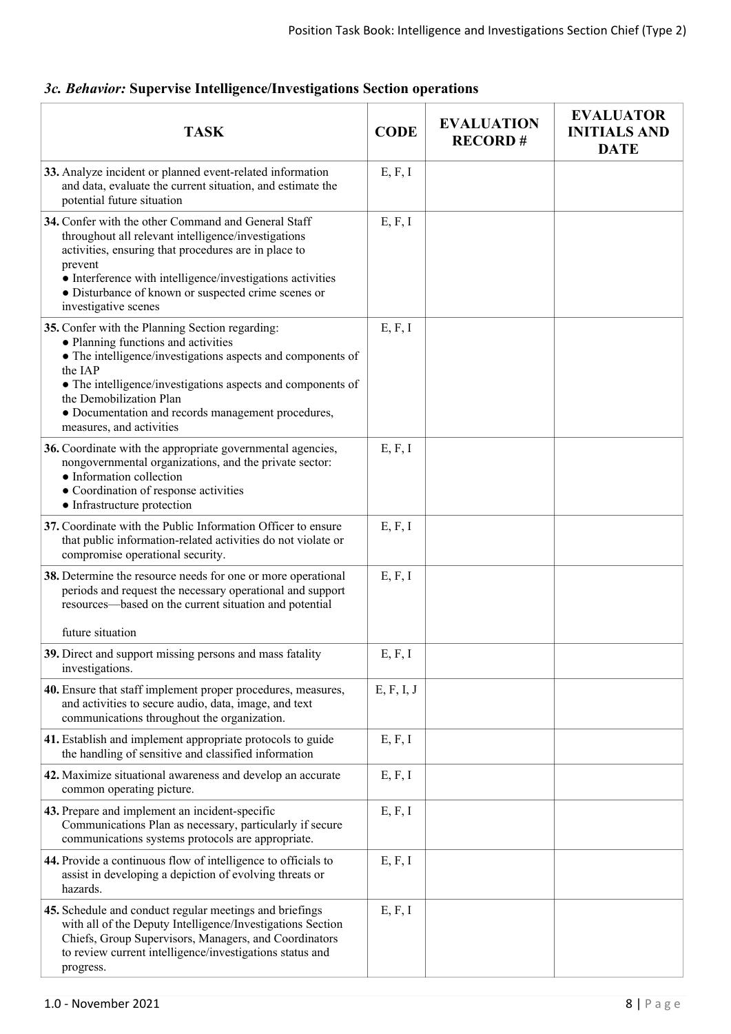### *3c. Behavior:* **Supervise Intelligence/Investigations Section operations**

| TASK | CODE | EVALUATION RECORD # | EVALUATOR INITIALS AND DATE |
|---|---|---|---|
| **33.** Analyze incident or planned event-related information and data, evaluate the current situation, and estimate the potential future situation | E, F, I | | |
| **34.** Confer with the other Command and General Staff throughout all relevant intelligence/investigations activities, ensuring that procedures are in place to prevent<br>● Interference with intelligence/investigations activities<br>● Disturbance of known or suspected crime scenes or investigative scenes | E, F, I | | |
| **35.** Confer with the Planning Section regarding:<br>● Planning functions and activities<br>● The intelligence/investigations aspects and components of the IAP<br>● The intelligence/investigations aspects and components of the Demobilization Plan<br>● Documentation and records management procedures, measures, and activities | E, F, I | | |
| **36.** Coordinate with the appropriate governmental agencies, nongovernmental organizations, and the private sector:<br>● Information collection<br>● Coordination of response activities<br>● Infrastructure protection | E, F, I | | |
| **37.** Coordinate with the Public Information Officer to ensure that public information-related activities do not violate or compromise operational security. | E, F, I | | |
| **38.** Determine the resource needs for one or more operational periods and request the necessary operational and support resources—based on the current situation and potential future situation | E, F, I | | |
| **39.** Direct and support missing persons and mass fatality investigations. | E, F, I | | |
| **40.** Ensure that staff implement proper procedures, measures, and activities to secure audio, data, image, and text communications throughout the organization. | E, F, I, J | | |
| **41.** Establish and implement appropriate protocols to guide the handling of sensitive and classified information | E, F, I | | |
| **42.** Maximize situational awareness and develop an accurate common operating picture. | E, F, I | | |
| **43.** Prepare and implement an incident-specific Communications Plan as necessary, particularly if secure communications systems protocols are appropriate. | E, F, I | | |
| **44.** Provide a continuous flow of intelligence to officials to assist in developing a depiction of evolving threats or hazards. | E, F, I | | |
| **45.** Schedule and conduct regular meetings and briefings with all of the Deputy Intelligence/Investigations Section Chiefs, Group Supervisors, Managers, and Coordinators to review current intelligence/investigations status and progress. | E, F, I | | |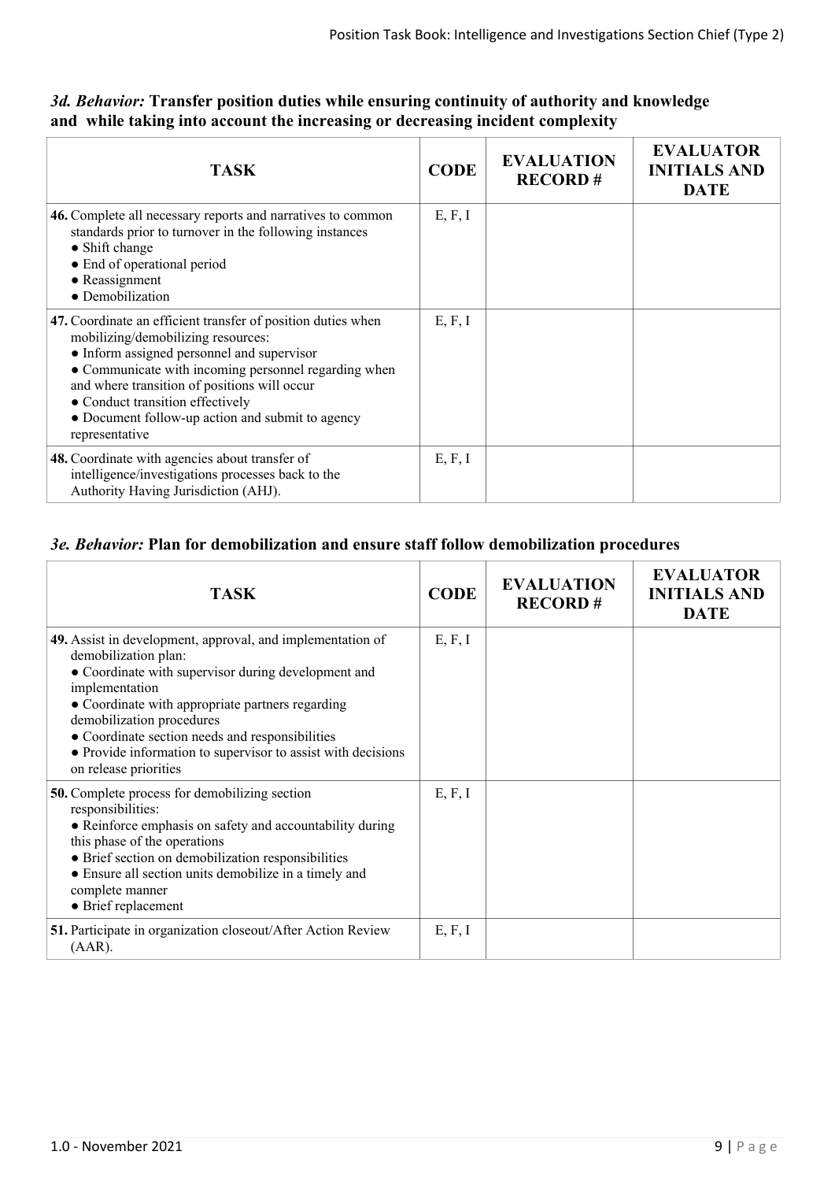### *3d. Behavior:* **Transfer position duties while ensuring continuity of authority and knowledge and while taking into account the increasing or decreasing incident complexity**

| TASK | CODE | EVALUATION RECORD # | EVALUATOR INITIALS AND DATE |
|---|---|---|---|
| **46.** Complete all necessary reports and narratives to common standards prior to turnover in the following instances<br>● Shift change<br>● End of operational period<br>● Reassignment<br>● Demobilization | E, F, I | | |
| **47.** Coordinate an efficient transfer of position duties when mobilizing/demobilizing resources:<br>● Inform assigned personnel and supervisor<br>● Communicate with incoming personnel regarding when and where transition of positions will occur<br>● Conduct transition effectively<br>● Document follow-up action and submit to agency representative | E, F, I | | |
| **48.** Coordinate with agencies about transfer of intelligence/investigations processes back to the Authority Having Jurisdiction (AHJ). | E, F, I | | |

### *3e. Behavior:* **Plan for demobilization and ensure staff follow demobilization procedures**

| TASK | CODE | EVALUATION RECORD # | EVALUATOR INITIALS AND DATE |
|---|---|---|---|
| **49.** Assist in development, approval, and implementation of demobilization plan:<br>● Coordinate with supervisor during development and implementation<br>● Coordinate with appropriate partners regarding demobilization procedures<br>● Coordinate section needs and responsibilities<br>● Provide information to supervisor to assist with decisions on release priorities | E, F, I | | |
| **50.** Complete process for demobilizing section responsibilities:<br>● Reinforce emphasis on safety and accountability during this phase of the operations<br>● Brief section on demobilization responsibilities<br>● Ensure all section units demobilize in a timely and complete manner<br>● Brief replacement | E, F, I | | |
| **51.** Participate in organization closeout/After Action Review (AAR). | E, F, I | | |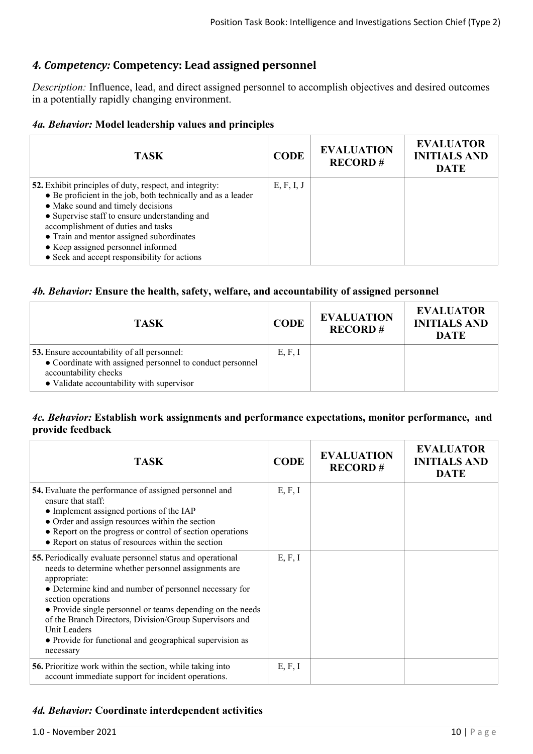## *4. Competency:* Competency: Lead assigned personnel

*Description:* Influence, lead, and direct assigned personnel to accomplish objectives and desired outcomes in a potentially rapidly changing environment.

### *4a. Behavior:* Model leadership values and principles

| TASK | CODE | EVALUATION RECORD # | EVALUATOR INITIALS AND DATE |
|---|---|---|---|
| **52.** Exhibit principles of duty, respect, and integrity:<br>● Be proficient in the job, both technically and as a leader<br>● Make sound and timely decisions<br>● Supervise staff to ensure understanding and accomplishment of duties and tasks<br>● Train and mentor assigned subordinates<br>● Keep assigned personnel informed<br>● Seek and accept responsibility for actions | E, F, I, J | | |

### *4b. Behavior:* Ensure the health, safety, welfare, and accountability of assigned personnel

| TASK | CODE | EVALUATION RECORD # | EVALUATOR INITIALS AND DATE |
|---|---|---|---|
| **53.** Ensure accountability of all personnel:<br>● Coordinate with assigned personnel to conduct personnel accountability checks<br>● Validate accountability with supervisor | E, F, I | | |

### *4c. Behavior:* Establish work assignments and performance expectations, monitor performance, and provide feedback

| TASK | CODE | EVALUATION RECORD # | EVALUATOR INITIALS AND DATE |
|---|---|---|---|
| **54.** Evaluate the performance of assigned personnel and ensure that staff:<br>● Implement assigned portions of the IAP<br>● Order and assign resources within the section<br>● Report on the progress or control of section operations<br>● Report on status of resources within the section | E, F, I | | |
| **55.** Periodically evaluate personnel status and operational needs to determine whether personnel assignments are appropriate:<br>● Determine kind and number of personnel necessary for section operations<br>● Provide single personnel or teams depending on the needs of the Branch Directors, Division/Group Supervisors and Unit Leaders<br>● Provide for functional and geographical supervision as necessary | E, F, I | | |
| **56.** Prioritize work within the section, while taking into account immediate support for incident operations. | E, F, I | | |

### *4d. Behavior:* Coordinate interdependent activities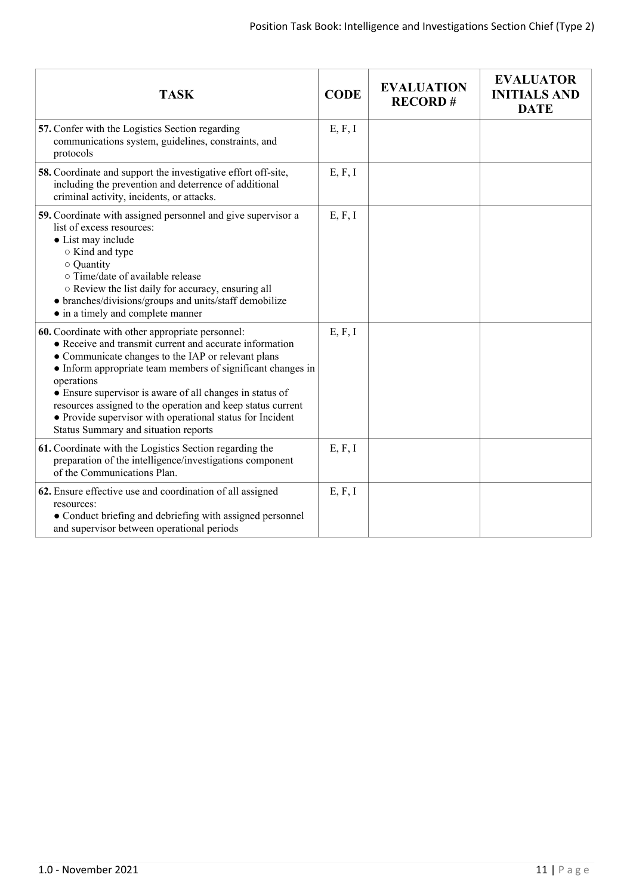| TASK | CODE | EVALUATION RECORD # | EVALUATOR INITIALS AND DATE |
|---|---|---|---|
| **57.** Confer with the Logistics Section regarding communications system, guidelines, constraints, and protocols | E, F, I | | |
| **58.** Coordinate and support the investigative effort off-site, including the prevention and deterrence of additional criminal activity, incidents, or attacks. | E, F, I | | |
| **59.** Coordinate with assigned personnel and give supervisor a list of excess resources:<br>● List may include<br>○ Kind and type<br>○ Quantity<br>○ Time/date of available release<br>○ Review the list daily for accuracy, ensuring all<br>● branches/divisions/groups and units/staff demobilize<br>● in a timely and complete manner | E, F, I | | |
| **60.** Coordinate with other appropriate personnel:<br>● Receive and transmit current and accurate information<br>● Communicate changes to the IAP or relevant plans<br>● Inform appropriate team members of significant changes in operations<br>● Ensure supervisor is aware of all changes in status of resources assigned to the operation and keep status current<br>● Provide supervisor with operational status for Incident Status Summary and situation reports | E, F, I | | |
| **61.** Coordinate with the Logistics Section regarding the preparation of the intelligence/investigations component of the Communications Plan. | E, F, I | | |
| **62.** Ensure effective use and coordination of all assigned resources:<br>● Conduct briefing and debriefing with assigned personnel and supervisor between operational periods | E, F, I | | |